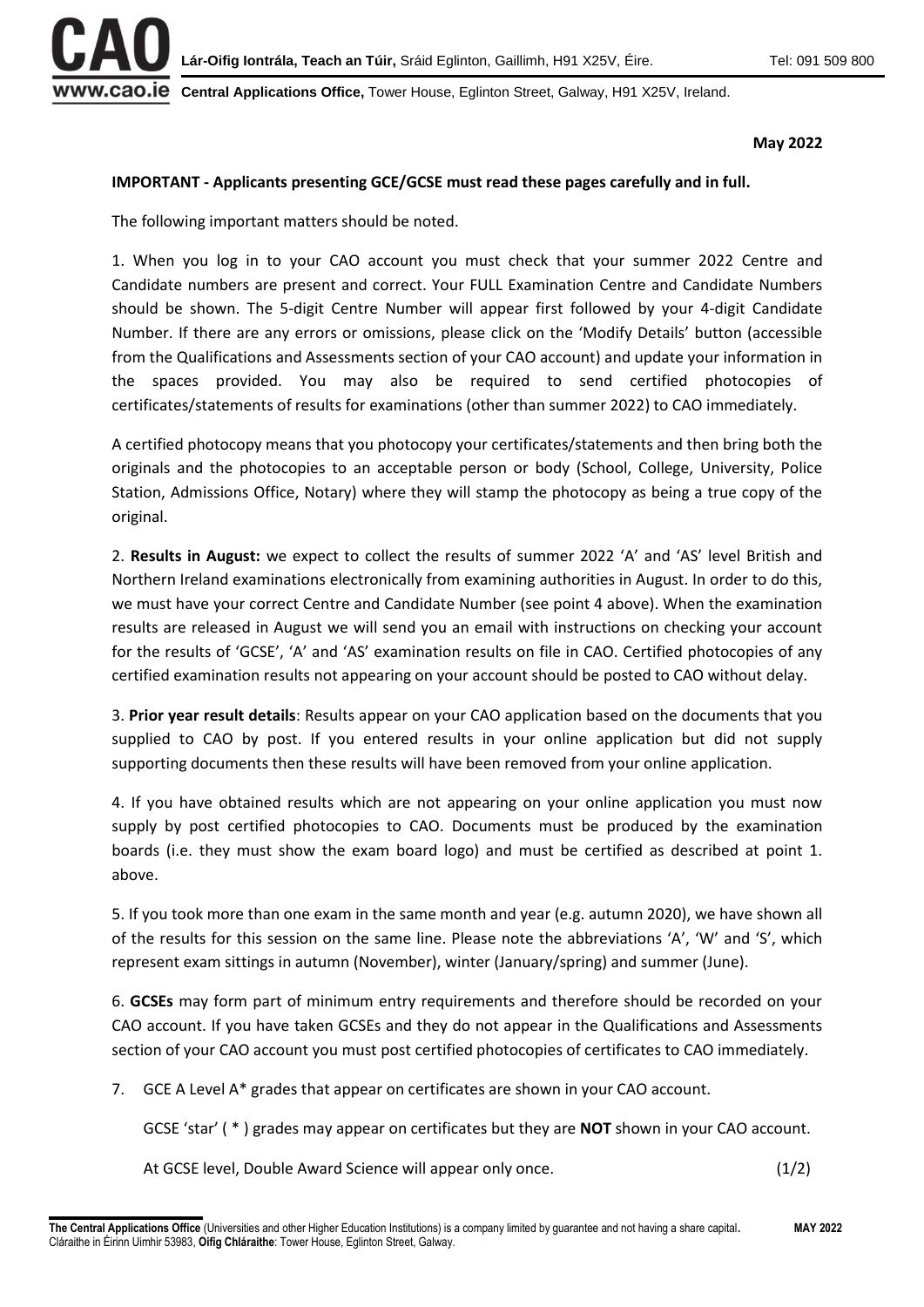**May 2022**

**IMPORTANT - Applicants presenting GCE/GCSE must read these pages carefully and in full.**

The following important matters should be noted.

1. When you log in to your CAO account you must check that your summer 2022 Centre and Candidate numbers are present and correct. Your FULL Examination Centre and Candidate Numbers should be shown. The 5-digit Centre Number will appear first followed by your 4-digit Candidate Number. If there are any errors or omissions, please click on the 'Modify Details' button (accessible from the Qualifications and Assessments section of your CAO account) and update your information in the spaces provided. You may also be required to send certified photocopies of certificates/statements of results for examinations (other than summer 2022) to CAO immediately.

   A certified photocopy means that you photocopy your certificates/statements and then bring both the originals and the photocopies to an acceptable person or body (School, College, University, Police Station, Admissions Office, Notary) where they will stamp the photocopy as being a true copy of the original.

2. **Results in August:** we expect to collect the results of summer 2022 'A' and 'AS' level British and Northern Ireland examinations electronically from examining authorities in August. In order to do this, we must have your correct Centre and Candidate Number (see point 4 above). When the examination results are released in August we will send you an email with instructions on checking your account for the results of 'GCSE', 'A' and 'AS' examination results on file in CAO. Certified photocopies of any certified examination results not appearing on your account should be posted to CAO without delay.

3. **Prior year result details**: Results appear on your CAO application based on the documents that you supplied to CAO by post. If you entered results in your online application but did not supply supporting documents then these results will have been removed from your online application.

4. If you have obtained results which are not appearing on your online application you must now supply by post certified photocopies to CAO. Documents must be produced by the examination boards (i.e. they must show the exam board logo) and must be certified as described at point 1. above.

5. If you took more than one exam in the same month and year (e.g. autumn 2020), we have shown all of the results for this session on the same line. Please note the abbreviations 'A', 'W' and 'S', which represent exam sittings in autumn (November), winter (January/spring) and summer (June).

6. **GCSEs** may form part of minimum entry requirements and therefore should be recorded on your CAO account. If you have taken GCSEs and they do not appear in the Qualifications and Assessments section of your CAO account you must post certified photocopies of certificates to CAO immediately.

7. GCE A Level A* grades that appear on certificates are shown in your CAO account.

   GCSE 'star' ( * ) grades may appear on certificates but they are **NOT** shown in your CAO account.

   At GCSE level, Double Award Science will appear only once.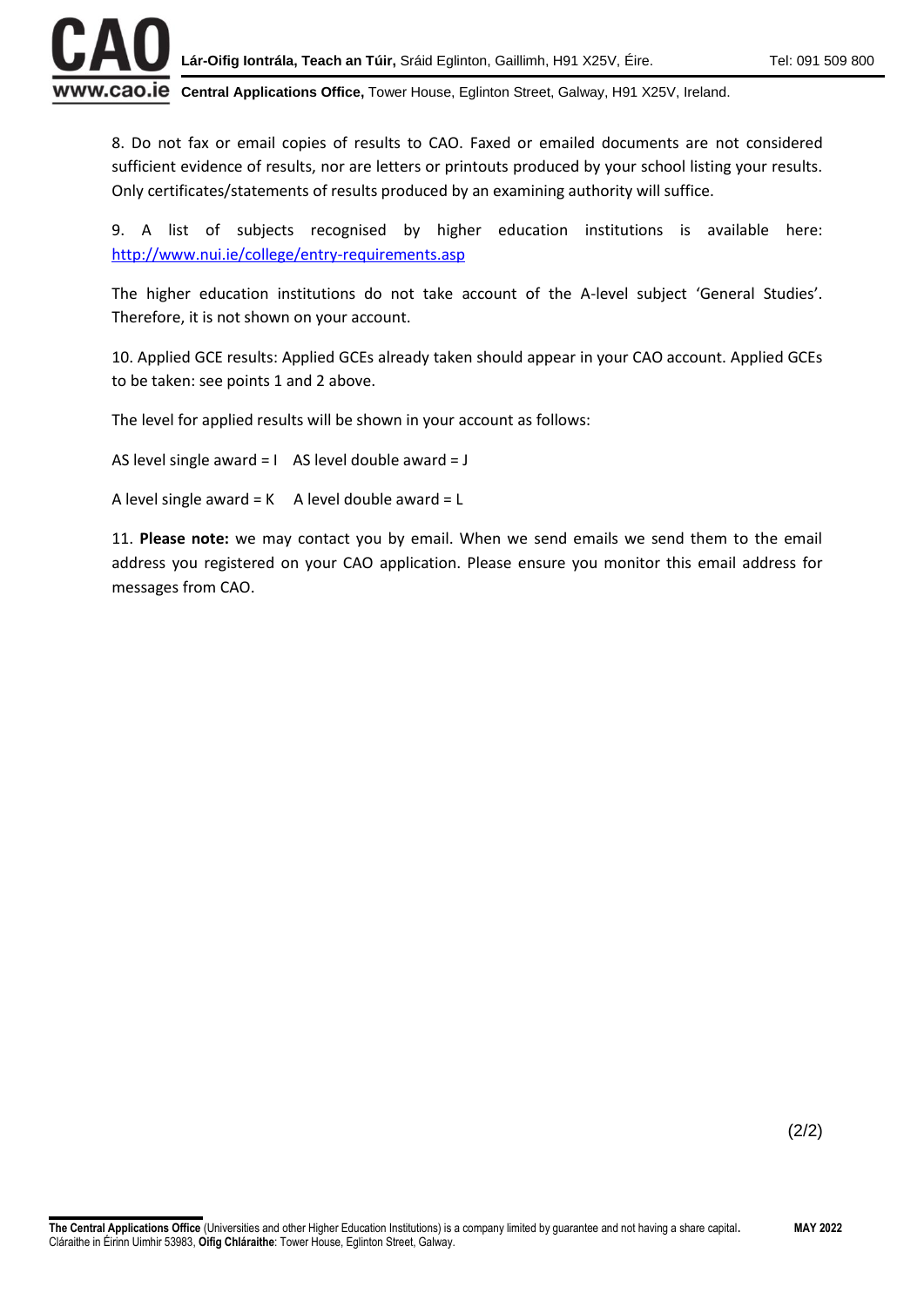8. Do not fax or email copies of results to CAO. Faxed or emailed documents are not considered sufficient evidence of results, nor are letters or printouts produced by your school listing your results. Only certificates/statements of results produced by an examining authority will suffice.

9. A list of subjects recognised by higher education institutions is available here: http://www.nui.ie/college/entry-requirements.asp

The higher education institutions do not take account of the A-level subject 'General Studies'. Therefore, it is not shown on your account.

10. Applied GCE results: Applied GCEs already taken should appear in your CAO account. Applied GCEs to be taken: see points 1 and 2 above.

The level for applied results will be shown in your account as follows:

AS level single award = I AS level double award = J

A level single award = K A level double award = L

11. **Please note:** we may contact you by email. When we send emails we send them to the email address you registered on your CAO application. Please ensure you monitor this email address for messages from CAO.